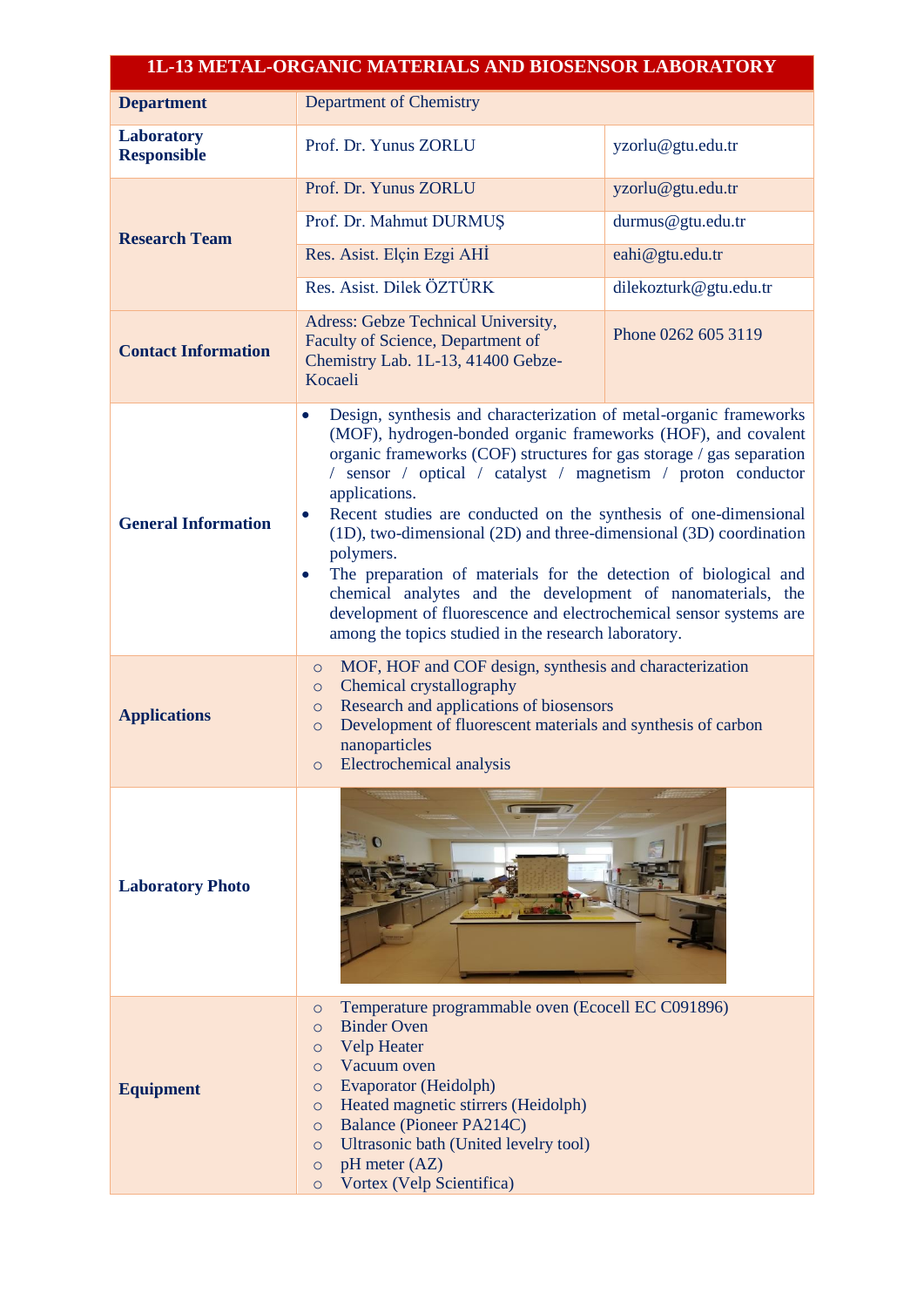# 1L-13 METAL-ORGANIC MATERIALS AND BIOSENSOR LABORATORY

| | | |
|---|---|---|
| **Department** | Department of Chemistry | |
| **Laboratory Responsible** | Prof. Dr. Yunus ZORLU | yzorlu@gtu.edu.tr |
| **Research Team** | Prof. Dr. Yunus ZORLU | yzorlu@gtu.edu.tr |
| | Prof. Dr. Mahmut DURMUŞ | durmus@gtu.edu.tr |
| | Res. Asist. Elçin Ezgi AHİ | eahi@gtu.edu.tr |
| | Res. Asist. Dilek ÖZTÜRK | dilekozturk@gtu.edu.tr |
| **Contact Information** | Adress: Gebze Technical University, Faculty of Science, Department of Chemistry Lab. 1L-13, 41400 Gebze-Kocaeli | Phone 0262 605 3119 |
| **General Information** | • Design, synthesis and characterization of metal-organic frameworks (MOF), hydrogen-bonded organic frameworks (HOF), and covalent organic frameworks (COF) structures for gas storage / gas separation / sensor / optical / catalyst / magnetism / proton conductor applications.<br>• Recent studies are conducted on the synthesis of one-dimensional (1D), two-dimensional (2D) and three-dimensional (3D) coordination polymers.<br>• The preparation of materials for the detection of biological and chemical analytes and the development of nanomaterials, the development of fluorescence and electrochemical sensor systems are among the topics studied in the research laboratory. | |
| **Applications** | ○ MOF, HOF and COF design, synthesis and characterization<br>○ Chemical crystallography<br>○ Research and applications of biosensors<br>○ Development of fluorescent materials and synthesis of carbon nanoparticles<br>○ Electrochemical analysis | |
| **Laboratory Photo** | | |
| **Equipment** | ○ Temperature programmable oven (Ecocell EC C091896)<br>○ Binder Oven<br>○ Velp Heater<br>○ Vacuum oven<br>○ Evaporator (Heidolph)<br>○ Heated magnetic stirrers (Heidolph)<br>○ Balance (Pioneer PA214C)<br>○ Ultrasonic bath (United levelry tool)<br>○ pH meter (AZ)<br>○ Vortex (Velp Scientifica) | |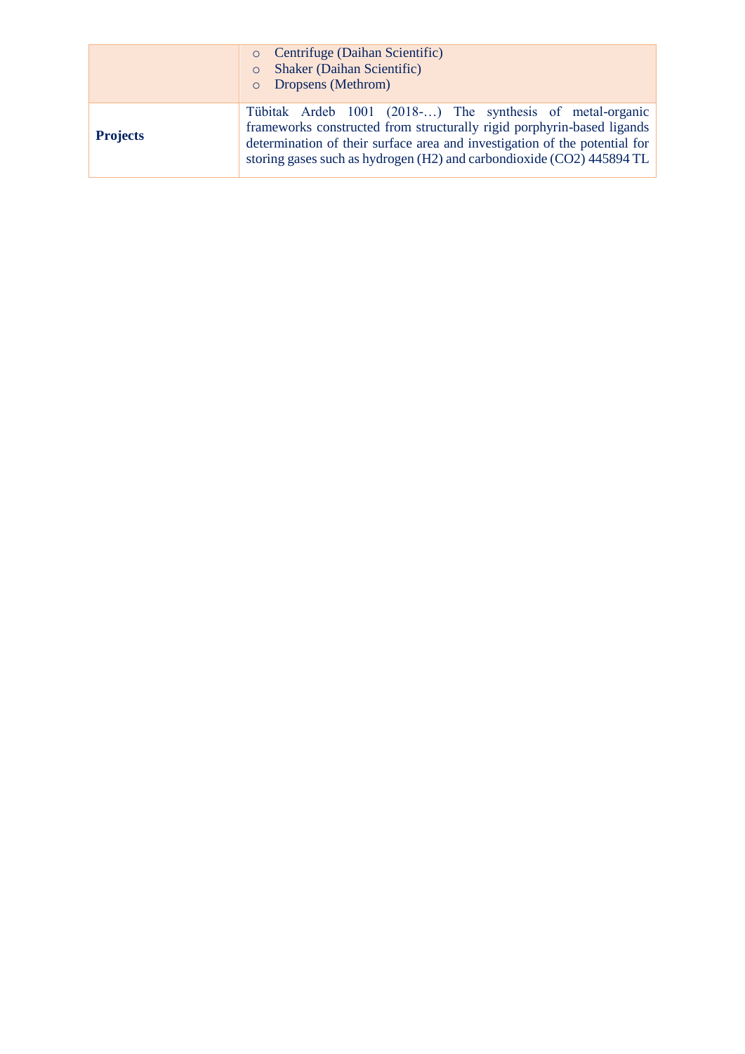| | |
|---|---|
| | ○ Centrifuge (Daihan Scientific)<br>○ Shaker (Daihan Scientific)<br>○ Dropsens (Methrom) |
| **Projects** | Tübitak Ardeb 1001 (2018-…) The synthesis of metal-organic frameworks constructed from structurally rigid porphyrin-based ligands determination of their surface area and investigation of the potential for storing gases such as hydrogen ($H_2$) and carbondioxide ($CO_2$) 445894 TL |